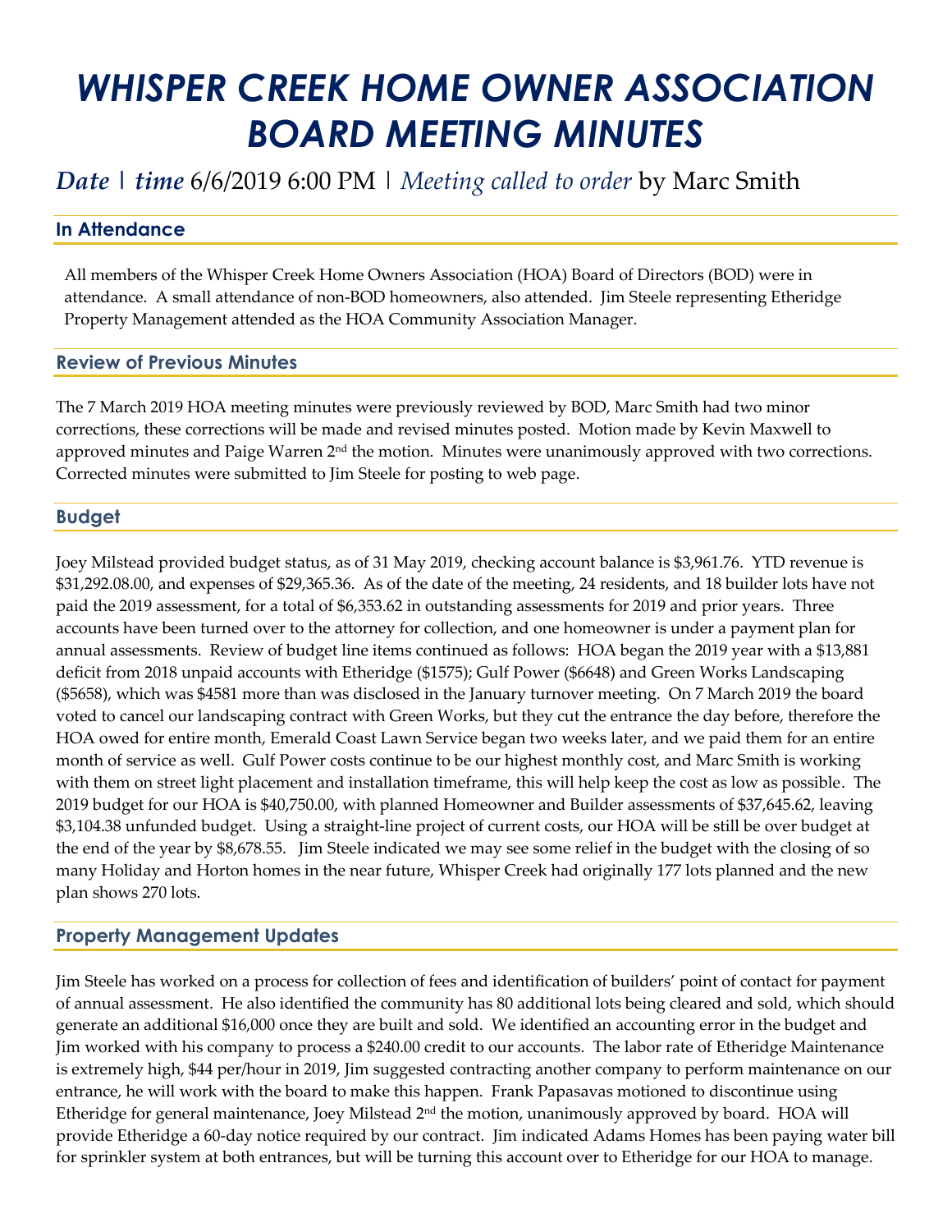# *WHISPER CREEK HOME OWNER ASSOCIATION BOARD MEETING MINUTES*

## *Date* | *time* 6/6/2019 6:00 PM | *Meeting called to order* by Marc Smith

### In Attendance

All members of the Whisper Creek Home Owners Association (HOA) Board of Directors (BOD) were in attendance. A small attendance of non-BOD homeowners, also attended. Jim Steele representing Etheridge Property Management attended as the HOA Community Association Manager.

### Review of Previous Minutes

The 7 March 2019 HOA meeting minutes were previously reviewed by BOD, Marc Smith had two minor corrections, these corrections will be made and revised minutes posted. Motion made by Kevin Maxwell to approved minutes and Paige Warren 2nd the motion. Minutes were unanimously approved with two corrections. Corrected minutes were submitted to Jim Steele for posting to web page.

### Budget

Joey Milstead provided budget status, as of 31 May 2019, checking account balance is $3,961.76. YTD revenue is $31,292.08.00, and expenses of $29,365.36. As of the date of the meeting, 24 residents, and 18 builder lots have not paid the 2019 assessment, for a total of $6,353.62 in outstanding assessments for 2019 and prior years. Three accounts have been turned over to the attorney for collection, and one homeowner is under a payment plan for annual assessments. Review of budget line items continued as follows: HOA began the 2019 year with a $13,881 deficit from 2018 unpaid accounts with Etheridge ($1575); Gulf Power ($6648) and Green Works Landscaping ($5658), which was $4581 more than was disclosed in the January turnover meeting. On 7 March 2019 the board voted to cancel our landscaping contract with Green Works, but they cut the entrance the day before, therefore the HOA owed for entire month, Emerald Coast Lawn Service began two weeks later, and we paid them for an entire month of service as well. Gulf Power costs continue to be our highest monthly cost, and Marc Smith is working with them on street light placement and installation timeframe, this will help keep the cost as low as possible. The 2019 budget for our HOA is $40,750.00, with planned Homeowner and Builder assessments of $37,645.62, leaving $3,104.38 unfunded budget. Using a straight-line project of current costs, our HOA will be still be over budget at the end of the year by $8,678.55. Jim Steele indicated we may see some relief in the budget with the closing of so many Holiday and Horton homes in the near future, Whisper Creek had originally 177 lots planned and the new plan shows 270 lots.

### Property Management Updates

Jim Steele has worked on a process for collection of fees and identification of builders' point of contact for payment of annual assessment. He also identified the community has 80 additional lots being cleared and sold, which should generate an additional $16,000 once they are built and sold. We identified an accounting error in the budget and Jim worked with his company to process a $240.00 credit to our accounts. The labor rate of Etheridge Maintenance is extremely high, $44 per/hour in 2019, Jim suggested contracting another company to perform maintenance on our entrance, he will work with the board to make this happen. Frank Papasavas motioned to discontinue using Etheridge for general maintenance, Joey Milstead 2nd the motion, unanimously approved by board. HOA will provide Etheridge a 60-day notice required by our contract. Jim indicated Adams Homes has been paying water bill for sprinkler system at both entrances, but will be turning this account over to Etheridge for our HOA to manage.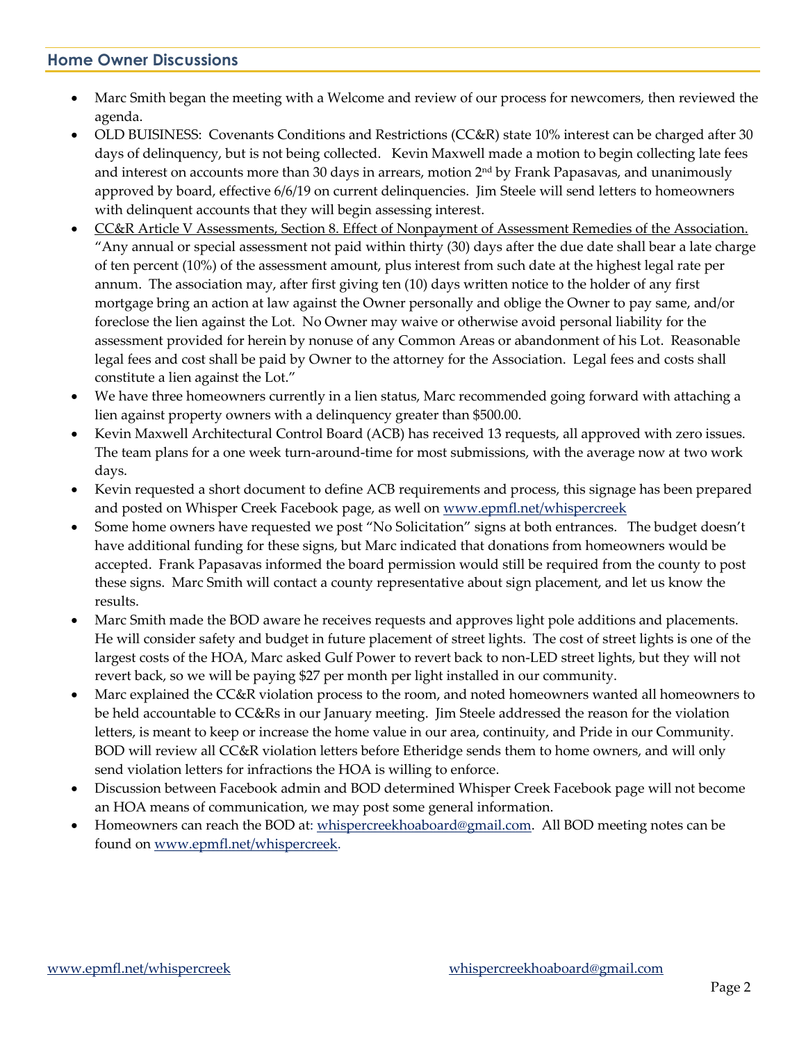## Home Owner Discussions

- Marc Smith began the meeting with a Welcome and review of our process for newcomers, then reviewed the agenda.
- OLD BUISINESS: Covenants Conditions and Restrictions (CC&R) state 10% interest can be charged after 30 days of delinquency, but is not being collected. Kevin Maxwell made a motion to begin collecting late fees and interest on accounts more than 30 days in arrears, motion 2nd by Frank Papasavas, and unanimously approved by board, effective 6/6/19 on current delinquencies. Jim Steele will send letters to homeowners with delinquent accounts that they will begin assessing interest.
- <u>CC&R Article V Assessments, Section 8. Effect of Nonpayment of Assessment Remedies of the Association.</u> "Any annual or special assessment not paid within thirty (30) days after the due date shall bear a late charge of ten percent (10%) of the assessment amount, plus interest from such date at the highest legal rate per annum. The association may, after first giving ten (10) days written notice to the holder of any first mortgage bring an action at law against the Owner personally and oblige the Owner to pay same, and/or foreclose the lien against the Lot. No Owner may waive or otherwise avoid personal liability for the assessment provided for herein by nonuse of any Common Areas or abandonment of his Lot. Reasonable legal fees and cost shall be paid by Owner to the attorney for the Association. Legal fees and costs shall constitute a lien against the Lot."
- We have three homeowners currently in a lien status, Marc recommended going forward with attaching a lien against property owners with a delinquency greater than $500.00.
- Kevin Maxwell Architectural Control Board (ACB) has received 13 requests, all approved with zero issues. The team plans for a one week turn-around-time for most submissions, with the average now at two work days.
- Kevin requested a short document to define ACB requirements and process, this signage has been prepared and posted on Whisper Creek Facebook page, as well on www.epmfl.net/whispercreek
- Some home owners have requested we post "No Solicitation" signs at both entrances. The budget doesn't have additional funding for these signs, but Marc indicated that donations from homeowners would be accepted. Frank Papasavas informed the board permission would still be required from the county to post these signs. Marc Smith will contact a county representative about sign placement, and let us know the results.
- Marc Smith made the BOD aware he receives requests and approves light pole additions and placements. He will consider safety and budget in future placement of street lights. The cost of street lights is one of the largest costs of the HOA, Marc asked Gulf Power to revert back to non-LED street lights, but they will not revert back, so we will be paying $27 per month per light installed in our community.
- Marc explained the CC&R violation process to the room, and noted homeowners wanted all homeowners to be held accountable to CC&Rs in our January meeting. Jim Steele addressed the reason for the violation letters, is meant to keep or increase the home value in our area, continuity, and Pride in our Community. BOD will review all CC&R violation letters before Etheridge sends them to home owners, and will only send violation letters for infractions the HOA is willing to enforce.
- Discussion between Facebook admin and BOD determined Whisper Creek Facebook page will not become an HOA means of communication, we may post some general information.
- Homeowners can reach the BOD at: whispercreekhoaboard@gmail.com. All BOD meeting notes can be found on www.epmfl.net/whispercreek.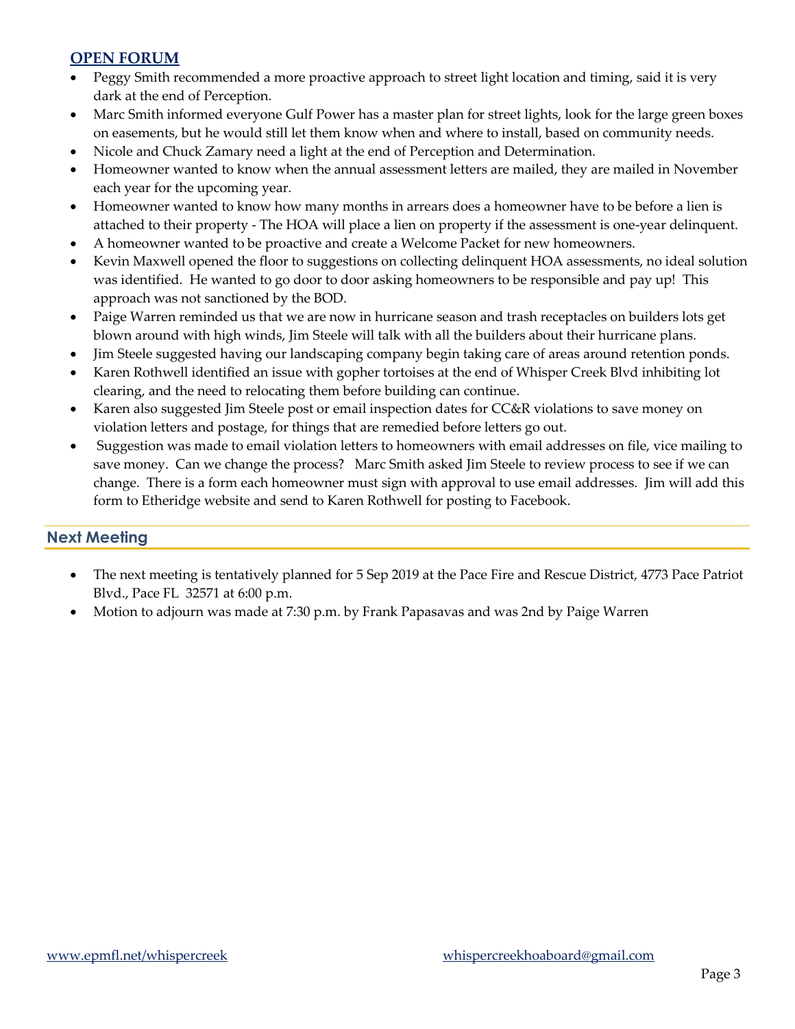## OPEN FORUM

- Peggy Smith recommended a more proactive approach to street light location and timing, said it is very dark at the end of Perception.
- Marc Smith informed everyone Gulf Power has a master plan for street lights, look for the large green boxes on easements, but he would still let them know when and where to install, based on community needs.
- Nicole and Chuck Zamary need a light at the end of Perception and Determination.
- Homeowner wanted to know when the annual assessment letters are mailed, they are mailed in November each year for the upcoming year.
- Homeowner wanted to know how many months in arrears does a homeowner have to be before a lien is attached to their property - The HOA will place a lien on property if the assessment is one-year delinquent.
- A homeowner wanted to be proactive and create a Welcome Packet for new homeowners.
- Kevin Maxwell opened the floor to suggestions on collecting delinquent HOA assessments, no ideal solution was identified. He wanted to go door to door asking homeowners to be responsible and pay up! This approach was not sanctioned by the BOD.
- Paige Warren reminded us that we are now in hurricane season and trash receptacles on builders lots get blown around with high winds, Jim Steele will talk with all the builders about their hurricane plans.
- Jim Steele suggested having our landscaping company begin taking care of areas around retention ponds.
- Karen Rothwell identified an issue with gopher tortoises at the end of Whisper Creek Blvd inhibiting lot clearing, and the need to relocating them before building can continue.
- Karen also suggested Jim Steele post or email inspection dates for CC&R violations to save money on violation letters and postage, for things that are remedied before letters go out.
- Suggestion was made to email violation letters to homeowners with email addresses on file, vice mailing to save money. Can we change the process? Marc Smith asked Jim Steele to review process to see if we can change. There is a form each homeowner must sign with approval to use email addresses. Jim will add this form to Etheridge website and send to Karen Rothwell for posting to Facebook.

## Next Meeting

- The next meeting is tentatively planned for 5 Sep 2019 at the Pace Fire and Rescue District, 4773 Pace Patriot Blvd., Pace FL 32571 at 6:00 p.m.
- Motion to adjourn was made at 7:30 p.m. by Frank Papasavas and was 2nd by Paige Warren

www.epmfl.net/whispercreek whispercreekhoaboard@gmail.com